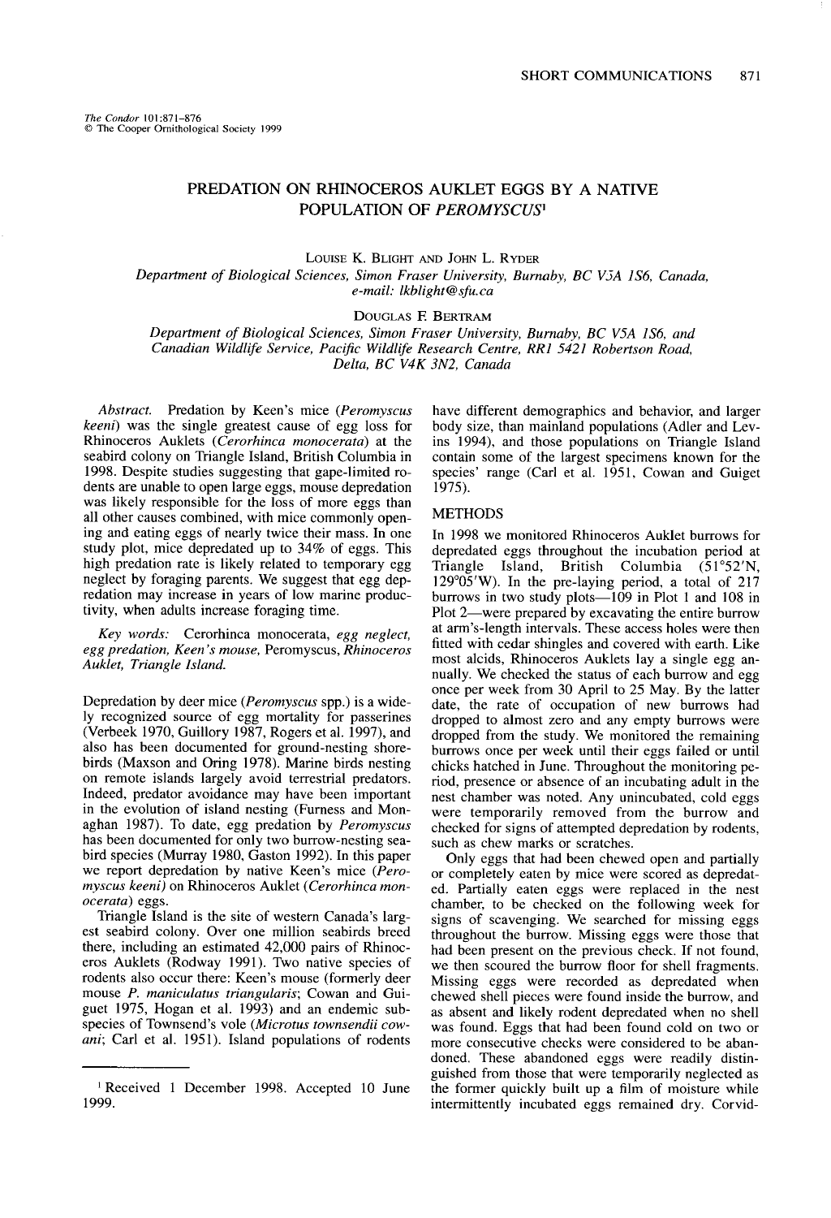The Condor 101:871–876
© The Cooper Ornithological Society 1999

# PREDATION ON RHINOCEROS AUKLET EGGS BY A NATIVE POPULATION OF *PEROMYSCUS*[1]

LOUISE K. BLIGHT AND JOHN L. RYDER
*Department of Biological Sciences, Simon Fraser University, Burnaby, BC V5A 1S6, Canada, e-mail: lkblight@sfu.ca*

DOUGLAS F. BERTRAM
*Department of Biological Sciences, Simon Fraser University, Burnaby, BC V5A 1S6, and Canadian Wildlife Service, Pacific Wildlife Research Centre, RR1 5421 Robertson Road, Delta, BC V4K 3N2, Canada*

*Abstract.* Predation by Keen's mice (*Peromyscus keeni*) was the single greatest cause of egg loss for Rhinoceros Auklets (*Cerorhinca monocerata*) at the seabird colony on Triangle Island, British Columbia in 1998. Despite studies suggesting that gape-limited rodents are unable to open large eggs, mouse depredation was likely responsible for the loss of more eggs than all other causes combined, with mice commonly opening and eating eggs of nearly twice their mass. In one study plot, mice depredated up to 34% of eggs. This high predation rate is likely related to temporary egg neglect by foraging parents. We suggest that egg depredation may increase in years of low marine productivity, when adults increase foraging time.

*Key words:* Cerorhinca monocerata, *egg neglect, egg predation, Keen's mouse,* Peromyscus, *Rhinoceros Auklet, Triangle Island.*

Depredation by deer mice (*Peromyscus* spp.) is a widely recognized source of egg mortality for passerines (Verbeek 1970, Guillory 1987, Rogers et al. 1997), and also has been documented for ground-nesting shorebirds (Maxson and Oring 1978). Marine birds nesting on remote islands largely avoid terrestrial predators. Indeed, predator avoidance may have been important in the evolution of island nesting (Furness and Monaghan 1987). To date, egg predation by *Peromyscus* has been documented for only two burrow-nesting seabird species (Murray 1980, Gaston 1992). In this paper we report depredation by native Keen's mice (*Peromyscus keeni*) on Rhinoceros Auklet (*Cerorhinca monocerata*) eggs.

Triangle Island is the site of western Canada's largest seabird colony. Over one million seabirds breed there, including an estimated 42,000 pairs of Rhinoceros Auklets (Rodway 1991). Two native species of rodents also occur there: Keen's mouse (formerly deer mouse *P. maniculatus triangularis*; Cowan and Guiguet 1975, Hogan et al. 1993) and an endemic subspecies of Townsend's vole (*Microtus townsendii cowani*; Carl et al. 1951). Island populations of rodents have different demographics and behavior, and larger body size, than mainland populations (Adler and Levins 1994), and those populations on Triangle Island contain some of the largest specimens known for the species' range (Carl et al. 1951, Cowan and Guiget 1975).

## METHODS

In 1998 we monitored Rhinoceros Auklet burrows for depredated eggs throughout the incubation period at Triangle Island, British Columbia (51°52′N, 129°05′W). In the pre-laying period, a total of 217 burrows in two study plots—109 in Plot 1 and 108 in Plot 2—were prepared by excavating the entire burrow at arm's-length intervals. These access holes were then fitted with cedar shingles and covered with earth. Like most alcids, Rhinoceros Auklets lay a single egg annually. We checked the status of each burrow and egg once per week from 30 April to 25 May. By the latter date, the rate of occupation of new burrows had dropped to almost zero and any empty burrows were dropped from the study. We monitored the remaining burrows once per week until their eggs failed or until chicks hatched in June. Throughout the monitoring period, presence or absence of an incubating adult in the nest chamber was noted. Any unincubated, cold eggs were temporarily removed from the burrow and checked for signs of attempted depredation by rodents, such as chew marks or scratches.

Only eggs that had been chewed open and partially or completely eaten by mice were scored as depredated. Partially eaten eggs were replaced in the nest chamber, to be checked on the following week for signs of scavenging. We searched for missing eggs throughout the burrow. Missing eggs were those that had been present on the previous check. If not found, we then scoured the burrow floor for shell fragments. Missing eggs were recorded as depredated when chewed shell pieces were found inside the burrow, and as absent and likely rodent depredated when no shell was found. Eggs that had been found cold on two or more consecutive checks were considered to be abandoned. These abandoned eggs were readily distinguished from those that were temporarily neglected as the former quickly built up a film of moisture while intermittently incubated eggs remained dry. Corvid-

[1] Received 1 December 1998. Accepted 10 June 1999.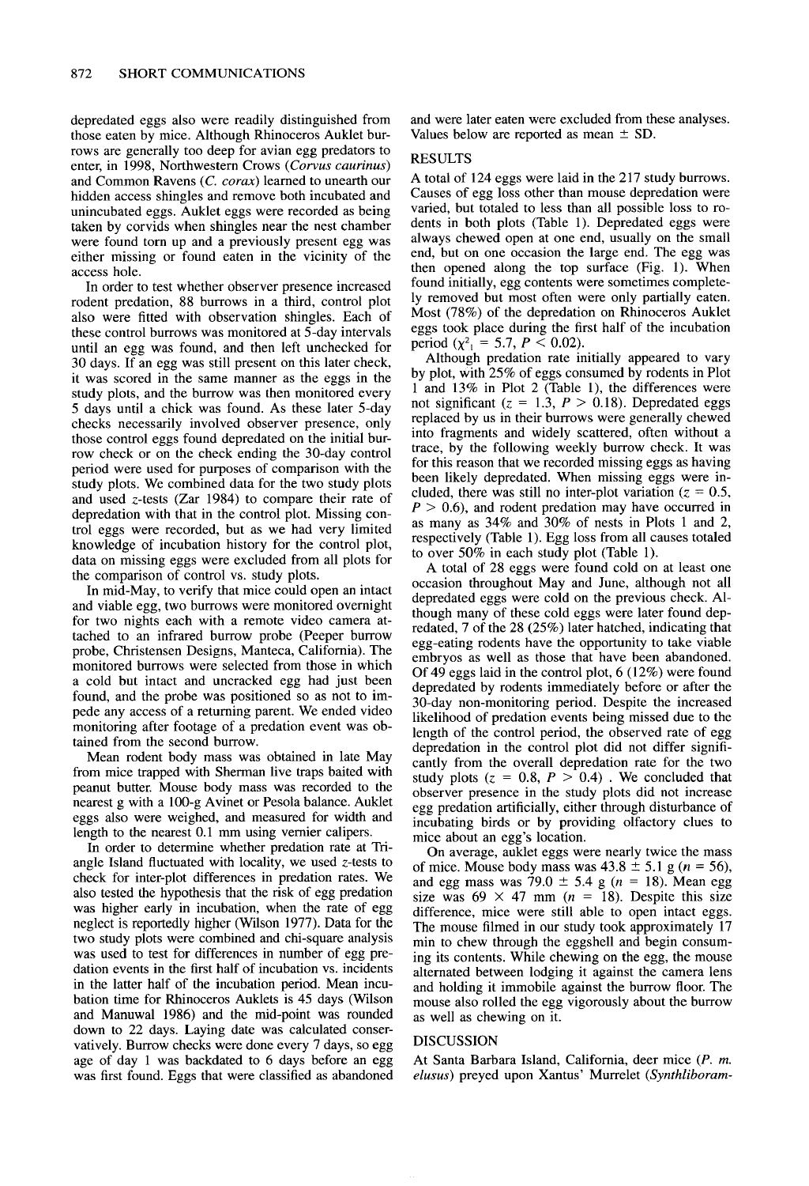depredated eggs also were readily distinguished from those eaten by mice. Although Rhinoceros Auklet burrows are generally too deep for avian egg predators to enter, in 1998, Northwestern Crows (*Corvus caurinus*) and Common Ravens (*C. corax*) learned to unearth our hidden access shingles and remove both incubated and unincubated eggs. Auklet eggs were recorded as being taken by corvids when shingles near the nest chamber were found torn up and a previously present egg was either missing or found eaten in the vicinity of the access hole.

In order to test whether observer presence increased rodent predation, 88 burrows in a third, control plot also were fitted with observation shingles. Each of these control burrows was monitored at 5-day intervals until an egg was found, and then left unchecked for 30 days. If an egg was still present on this later check, it was scored in the same manner as the eggs in the study plots, and the burrow was then monitored every 5 days until a chick was found. As these later 5-day checks necessarily involved observer presence, only those control eggs found depredated on the initial burrow check or on the check ending the 30-day control period were used for purposes of comparison with the study plots. We combined data for the two study plots and used *z*-tests (Zar 1984) to compare their rate of depredation with that in the control plot. Missing control eggs were recorded, but as we had very limited knowledge of incubation history for the control plot, data on missing eggs were excluded from all plots for the comparison of control vs. study plots.

In mid-May, to verify that mice could open an intact and viable egg, two burrows were monitored overnight for two nights each with a remote video camera attached to an infrared burrow probe (Peeper burrow probe, Christensen Designs, Manteca, California). The monitored burrows were selected from those in which a cold but intact and uncracked egg had just been found, and the probe was positioned so as not to impede any access of a returning parent. We ended video monitoring after footage of a predation event was obtained from the second burrow.

Mean rodent body mass was obtained in late May from mice trapped with Sherman live traps baited with peanut butter. Mouse body mass was recorded to the nearest g with a 100-g Avinet or Pesola balance. Auklet eggs also were weighed, and measured for width and length to the nearest 0.1 mm using vernier calipers.

In order to determine whether predation rate at Triangle Island fluctuated with locality, we used *z*-tests to check for inter-plot differences in predation rates. We also tested the hypothesis that the risk of egg predation was higher early in incubation, when the rate of egg neglect is reportedly higher (Wilson 1977). Data for the two study plots were combined and chi-square analysis was used to test for differences in number of egg predation events in the first half of incubation vs. incidents in the latter half of the incubation period. Mean incubation time for Rhinoceros Auklets is 45 days (Wilson and Manuwal 1986) and the mid-point was rounded down to 22 days. Laying date was calculated conservatively. Burrow checks were done every 7 days, so egg age of day 1 was backdated to 6 days before an egg was first found. Eggs that were classified as abandoned and were later eaten were excluded from these analyses. Values below are reported as mean ± SD.

## RESULTS

A total of 124 eggs were laid in the 217 study burrows. Causes of egg loss other than mouse depredation were varied, but totaled to less than all possible loss to rodents in both plots (Table 1). Depredated eggs were always chewed open at one end, usually on the small end, but on one occasion the large end. The egg was then opened along the top surface (Fig. 1). When found initially, egg contents were sometimes completely removed but most often were only partially eaten. Most (78%) of the depredation on Rhinoceros Auklet eggs took place during the first half of the incubation period ($\chi^2_1 = 5.7$, $P < 0.02$).

Although predation rate initially appeared to vary by plot, with 25% of eggs consumed by rodents in Plot 1 and 13% in Plot 2 (Table 1), the differences were not significant ($z = 1.3$, $P > 0.18$). Depredated eggs replaced by us in their burrows were generally chewed into fragments and widely scattered, often without a trace, by the following weekly burrow check. It was for this reason that we recorded missing eggs as having been likely depredated. When missing eggs were included, there was still no inter-plot variation ($z = 0.5$, $P > 0.6$), and rodent predation may have occurred in as many as 34% and 30% of nests in Plots 1 and 2, respectively (Table 1). Egg loss from all causes totaled to over 50% in each study plot (Table 1).

A total of 28 eggs were found cold on at least one occasion throughout May and June, although not all depredated eggs were cold on the previous check. Although many of these cold eggs were later found depredated, 7 of the 28 (25%) later hatched, indicating that egg-eating rodents have the opportunity to take viable embryos as well as those that have been abandoned. Of 49 eggs laid in the control plot, 6 (12%) were found depredated by rodents immediately before or after the 30-day non-monitoring period. Despite the increased likelihood of predation events being missed due to the length of the control period, the observed rate of egg depredation in the control plot did not differ significantly from the overall depredation rate for the two study plots ($z = 0.8$, $P > 0.4$). We concluded that observer presence in the study plots did not increase egg predation artificially, either through disturbance of incubating birds or by providing olfactory clues to mice about an egg's location.

On average, auklet eggs were nearly twice the mass of mice. Mouse body mass was 43.8 ± 5.1 g ($n = 56$), and egg mass was 79.0 ± 5.4 g ($n = 18$). Mean egg size was 69 × 47 mm ($n = 18$). Despite this size difference, mice were still able to open intact eggs. The mouse filmed in our study took approximately 17 min to chew through the eggshell and begin consuming its contents. While chewing on the egg, the mouse alternated between lodging it against the camera lens and holding it immobile against the burrow floor. The mouse also rolled the egg vigorously about the burrow as well as chewing on it.

## DISCUSSION

At Santa Barbara Island, California, deer mice (*P. m. elusus*) preyed upon Xantus' Murrelet (*Synthliboram-*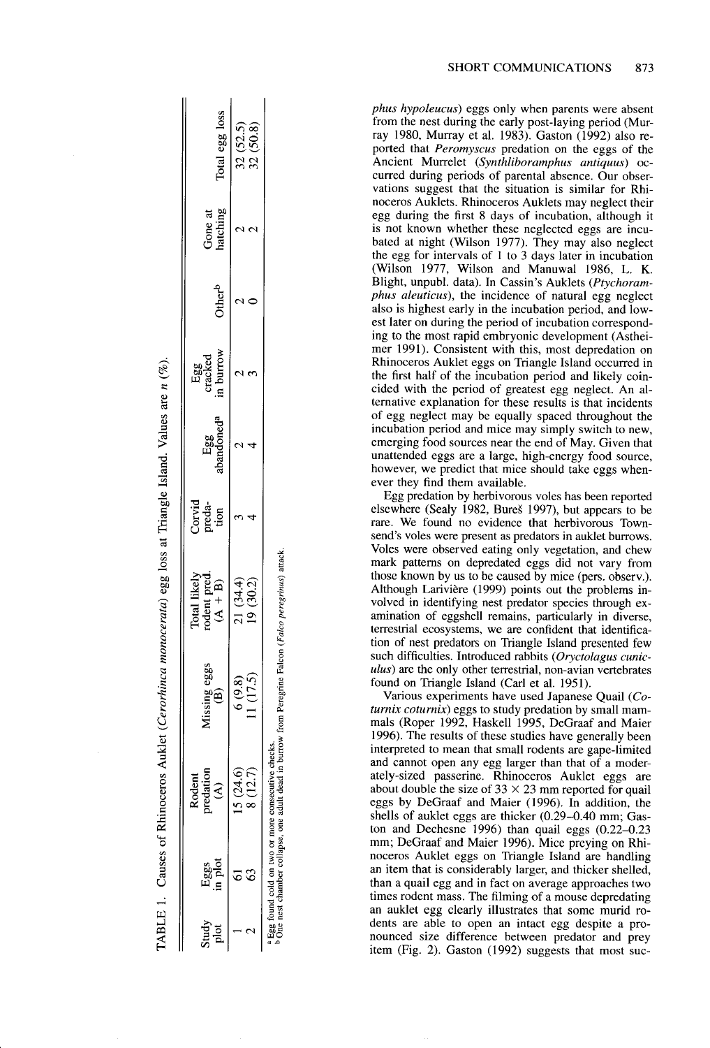TABLE 1. Causes of Rhinoceros Auklet (*Cerorhinca monocerata*) egg loss at Triangle Island. Values are n (%).

| Study plot | Eggs in plot | Rodent predation (A) | Missing eggs (B) | Total likely rodent pred. (A + B) | Corvid predation | Egg abandoned[a] | Egg cracked in burrow | Other[b] | Gone at hatching | Total egg loss |
|---|---|---|---|---|---|---|---|---|---|---|
| 1 | 61 | 15 (24.6) | 6 (9.8) | 21 (34.4) | 3 | 2 | 2 | 2 | 2 | 32 (52.5) |
| 2 | 63 | 8 (12.7) | 11 (17.5) | 19 (30.2) | 4 | 4 | 3 | 0 | 2 | 32 (50.8) |

[a] Egg found cold on two or more consecutive checks.
[b] One nest chamber collapse, one adult dead in burrow from Peregrine Falcon (*Falco peregrinus*) attack.

*phus hypoleucus*) eggs only when parents were absent from the nest during the early post-laying period (Murray 1980, Murray et al. 1983). Gaston (1992) also reported that *Peromyscus* predation on the eggs of the Ancient Murrelet (*Synthliboramphus antiquus*) occurred during periods of parental absence. Our observations suggest that the situation is similar for Rhinoceros Auklets. Rhinoceros Auklets may neglect their egg during the first 8 days of incubation, although it is not known whether these neglected eggs are incubated at night (Wilson 1977). They may also neglect the egg for intervals of 1 to 3 days later in incubation (Wilson 1977, Wilson and Manuwal 1986, L. K. Blight, unpubl. data). In Cassin's Auklets (*Ptychoramphus aleuticus*), the incidence of natural egg neglect also is highest early in the incubation period, and lowest later on during the period of incubation corresponding to the most rapid embryonic development (Astheimer 1991). Consistent with this, most depredation on Rhinoceros Auklet eggs on Triangle Island occurred in the first half of the incubation period and likely coincided with the period of greatest egg neglect. An alternative explanation for these results is that incidents of egg neglect may be equally spaced throughout the incubation period and mice may simply switch to new, emerging food sources near the end of May. Given that unattended eggs are a large, high-energy food source, however, we predict that mice should take eggs whenever they find them available.

Egg predation by herbivorous voles has been reported elsewhere (Sealy 1982, Bureš 1997), but appears to be rare. We found no evidence that herbivorous Townsend's voles were present as predators in auklet burrows. Voles were observed eating only vegetation, and chew mark patterns on depredated eggs did not vary from those known by us to be caused by mice (pers. observ.). Although Larivière (1999) points out the problems involved in identifying nest predator species through examination of eggshell remains, particularly in diverse, terrestrial ecosystems, we are confident that identification of nest predators on Triangle Island presented few such difficulties. Introduced rabbits (*Oryctolagus cuniculus*) are the only other terrestrial, non-avian vertebrates found on Triangle Island (Carl et al. 1951).

Various experiments have used Japanese Quail (*Coturnix coturnix*) eggs to study predation by small mammals (Roper 1992, Haskell 1995, DeGraaf and Maier 1996). The results of these studies have generally been interpreted to mean that small rodents are gape-limited and cannot open any egg larger than that of a moderately-sized passerine. Rhinoceros Auklet eggs are about double the size of 33 × 23 mm reported for quail eggs by DeGraaf and Maier (1996). In addition, the shells of auklet eggs are thicker (0.29–0.40 mm; Gaston and Dechesne 1996) than quail eggs (0.22–0.23 mm; DeGraaf and Maier 1996). Mice preying on Rhinoceros Auklet eggs on Triangle Island are handling an item that is considerably larger, and thicker shelled, than a quail egg and in fact on average approaches two times rodent mass. The filming of a mouse depredating an auklet egg clearly illustrates that some murid rodents are able to open an intact egg despite a pronounced size difference between predator and prey item (Fig. 2). Gaston (1992) suggests that most suc-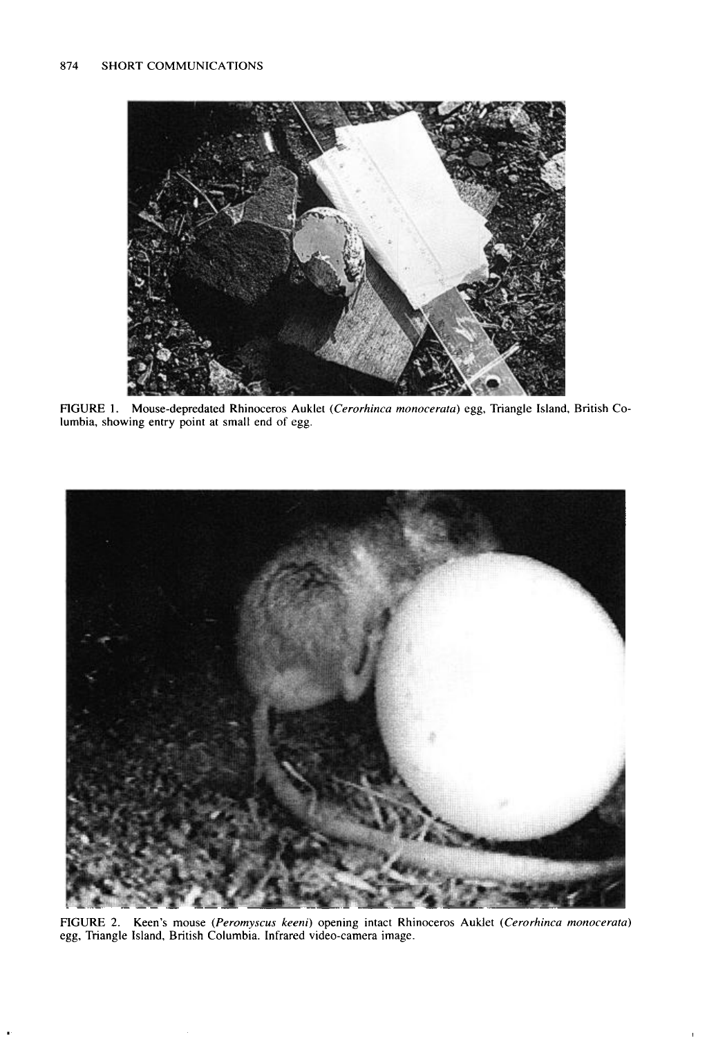FIGURE 1. Mouse-depredated Rhinoceros Auklet (*Cerorhinca monocerata*) egg, Triangle Island, British Columbia, showing entry point at small end of egg.

FIGURE 2. Keen's mouse (*Peromyscus keeni*) opening intact Rhinoceros Auklet (*Cerorhinca monocerata*) egg, Triangle Island, British Columbia. Infrared video-camera image.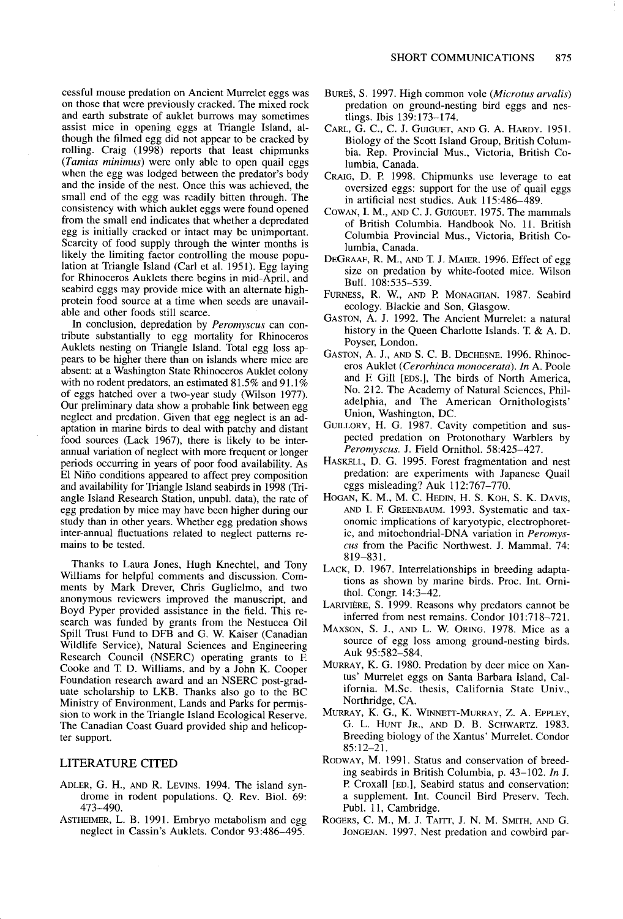cessful mouse predation on Ancient Murrelet eggs was on those that were previously cracked. The mixed rock and earth substrate of auklet burrows may sometimes assist mice in opening eggs at Triangle Island, although the filmed egg did not appear to be cracked by rolling. Craig (1998) reports that least chipmunks (*Tamias minimus*) were only able to open quail eggs when the egg was lodged between the predator's body and the inside of the nest. Once this was achieved, the small end of the egg was readily bitten through. The consistency with which auklet eggs were found opened from the small end indicates that whether a depredated egg is initially cracked or intact may be unimportant. Scarcity of food supply through the winter months is likely the limiting factor controlling the mouse population at Triangle Island (Carl et al. 1951). Egg laying for Rhinoceros Auklets there begins in mid-April, and seabird eggs may provide mice with an alternate high-protein food source at a time when seeds are unavailable and other foods still scarce.

In conclusion, depredation by *Peromyscus* can contribute substantially to egg mortality for Rhinoceros Auklets nesting on Triangle Island. Total egg loss appears to be higher there than on islands where mice are absent: at a Washington State Rhinoceros Auklet colony with no rodent predators, an estimated 81.5% and 91.1% of eggs hatched over a two-year study (Wilson 1977). Our preliminary data show a probable link between egg neglect and predation. Given that egg neglect is an adaptation in marine birds to deal with patchy and distant food sources (Lack 1967), there is likely to be inter-annual variation of neglect with more frequent or longer periods occurring in years of poor food availability. As El Niño conditions appeared to affect prey composition and availability for Triangle Island seabirds in 1998 (Triangle Island Research Station, unpubl. data), the rate of egg predation by mice may have been higher during our study than in other years. Whether egg predation shows inter-annual fluctuations related to neglect patterns remains to be tested.

Thanks to Laura Jones, Hugh Knechtel, and Tony Williams for helpful comments and discussion. Comments by Mark Drever, Chris Guglielmo, and two anonymous reviewers improved the manuscript, and Boyd Pyper provided assistance in the field. This research was funded by grants from the Nestucca Oil Spill Trust Fund to DFB and G. W. Kaiser (Canadian Wildlife Service), Natural Sciences and Engineering Research Council (NSERC) operating grants to F. Cooke and T. D. Williams, and by a John K. Cooper Foundation research award and an NSERC post-graduate scholarship to LKB. Thanks also go to the BC Ministry of Environment, Lands and Parks for permission to work in the Triangle Island Ecological Reserve. The Canadian Coast Guard provided ship and helicopter support.

## LITERATURE CITED

Adler, G. H., and R. Levins. 1994. The island syndrome in rodent populations. Q. Rev. Biol. 69: 473–490.

Astheimer, L. B. 1991. Embryo metabolism and egg neglect in Cassin's Auklets. Condor 93:486–495.

Bureš, S. 1997. High common vole (*Microtus arvalis*) predation on ground-nesting bird eggs and nestlings. Ibis 139:173–174.

Carl, G. C., C. J. Guiguet, and G. A. Hardy. 1951. Biology of the Scott Island Group, British Columbia. Rep. Provincial Mus., Victoria, British Columbia, Canada.

Craig, D. P. 1998. Chipmunks use leverage to eat oversized eggs: support for the use of quail eggs in artificial nest studies. Auk 115:486–489.

Cowan, I. M., and C. J. Guiguet. 1975. The mammals of British Columbia. Handbook No. 11. British Columbia Provincial Mus., Victoria, British Columbia, Canada.

DeGraaf, R. M., and T. J. Maier. 1996. Effect of egg size on predation by white-footed mice. Wilson Bull. 108:535–539.

Furness, R. W., and P. Monaghan. 1987. Seabird ecology. Blackie and Son, Glasgow.

Gaston, A. J. 1992. The Ancient Murrelet: a natural history in the Queen Charlotte Islands. T. & A. D. Poyser, London.

Gaston, A. J., and S. C. B. Dechesne. 1996. Rhinoceros Auklet (*Cerorhinca monocerata*). *In* A. Poole and F. Gill [eds.], The birds of North America, No. 212. The Academy of Natural Sciences, Philadelphia, and The American Ornithologists' Union, Washington, DC.

Guillory, H. G. 1987. Cavity competition and suspected predation on Protonothary Warblers by *Peromyscus*. J. Field Ornithol. 58:425–427.

Haskell, D. G. 1995. Forest fragmentation and nest predation: are experiments with Japanese Quail eggs misleading? Auk 112:767–770.

Hogan, K. M., M. C. Hedin, H. S. Koh, S. K. Davis, and I. F. Greenbaum. 1993. Systematic and taxonomic implications of karyotypic, electrophoretic, and mitochondrial-DNA variation in *Peromyscus* from the Pacific Northwest. J. Mammal. 74: 819–831.

Lack, D. 1967. Interrelationships in breeding adaptations as shown by marine birds. Proc. Int. Ornithol. Congr. 14:3–42.

Larivière, S. 1999. Reasons why predators cannot be inferred from nest remains. Condor 101:718–721.

Maxson, S. J., and L. W. Oring. 1978. Mice as a source of egg loss among ground-nesting birds. Auk 95:582–584.

Murray, K. G. 1980. Predation by deer mice on Xantus' Murrelet eggs on Santa Barbara Island, California. M.Sc. thesis, California State Univ., Northridge, CA.

Murray, K. G., K. Winnett-Murray, Z. A. Eppley, G. L. Hunt Jr., and D. B. Schwartz. 1983. Breeding biology of the Xantus' Murrelet. Condor 85:12–21.

Rodway, M. 1991. Status and conservation of breeding seabirds in British Columbia, p. 43–102. *In* J. P. Croxall [ed.], Seabird status and conservation: a supplement. Int. Council Bird Preserv. Tech. Publ. 11, Cambridge.

Rogers, C. M., M. J. Taitt, J. N. M. Smith, and G. Jongejan. 1997. Nest predation and cowbird par-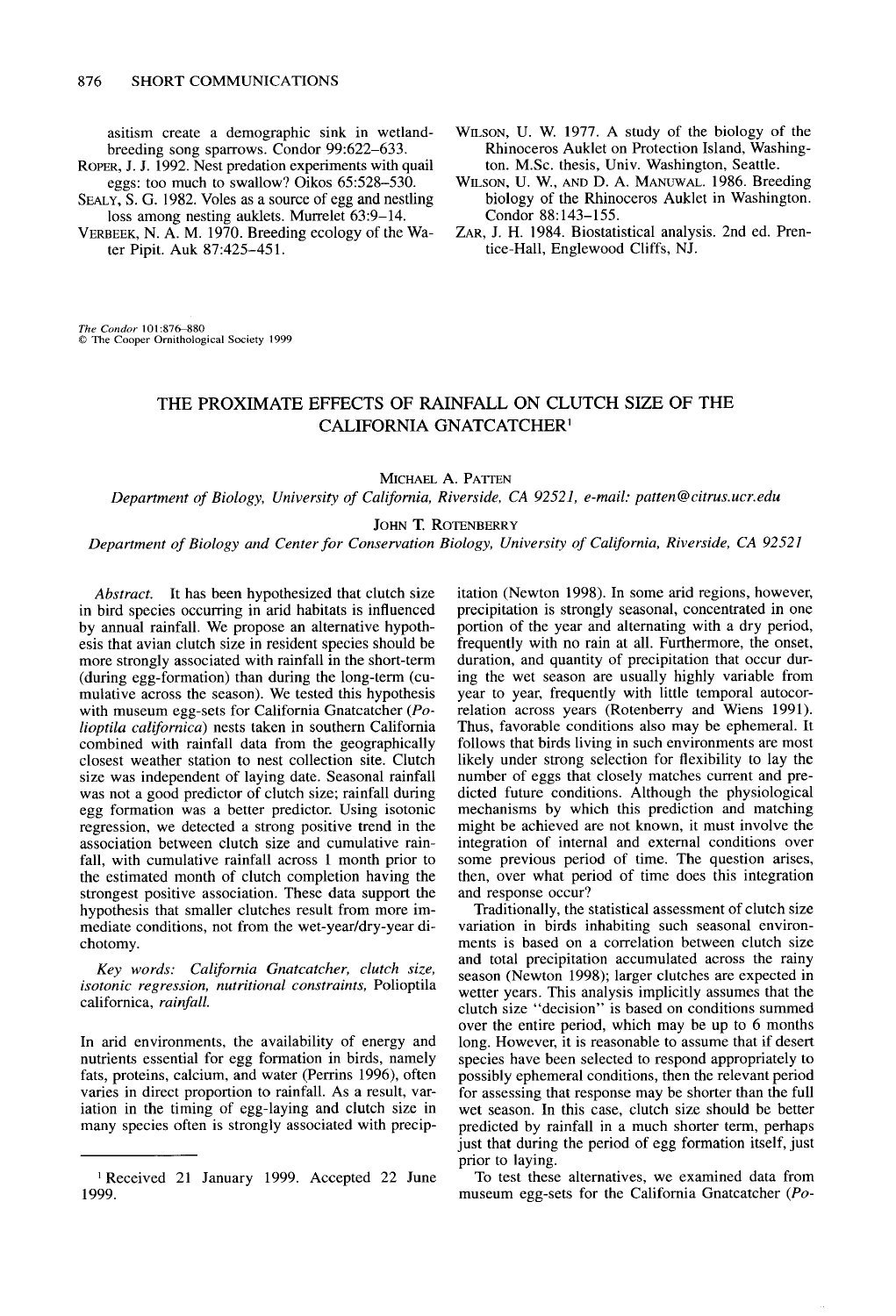asitism create a demographic sink in wetland-breeding song sparrows. Condor 99:622–633.

ROPER, J. J. 1992. Nest predation experiments with quail eggs: too much to swallow? Oikos 65:528–530.

SEALY, S. G. 1982. Voles as a source of egg and nestling loss among nesting auklets. Murrelet 63:9–14.

VERBEEK, N. A. M. 1970. Breeding ecology of the Water Pipit. Auk 87:425–451.

WILSON, U. W. 1977. A study of the biology of the Rhinoceros Auklet on Protection Island, Washington. M.Sc. thesis, Univ. Washington, Seattle.

WILSON, U. W., AND D. A. MANUWAL. 1986. Breeding biology of the Rhinoceros Auklet in Washington. Condor 88:143–155.

ZAR, J. H. 1984. Biostatistical analysis. 2nd ed. Prentice-Hall, Englewood Cliffs, NJ.

---

*The Condor* 101:876–880
© The Cooper Ornithological Society 1999

# THE PROXIMATE EFFECTS OF RAINFALL ON CLUTCH SIZE OF THE CALIFORNIA GNATCATCHER[1]

MICHAEL A. PATTEN

*Department of Biology, University of California, Riverside, CA 92521, e-mail: patten@citrus.ucr.edu*

JOHN T. ROTENBERRY

*Department of Biology and Center for Conservation Biology, University of California, Riverside, CA 92521*

*Abstract.* It has been hypothesized that clutch size in bird species occurring in arid habitats is influenced by annual rainfall. We propose an alternative hypothesis that avian clutch size in resident species should be more strongly associated with rainfall in the short-term (during egg-formation) than during the long-term (cumulative across the season). We tested this hypothesis with museum egg-sets for California Gnatcatcher (*Polioptila californica*) nests taken in southern California combined with rainfall data from the geographically closest weather station to nest collection site. Clutch size was independent of laying date. Seasonal rainfall was not a good predictor of clutch size; rainfall during egg formation was a better predictor. Using isotonic regression, we detected a strong positive trend in the association between clutch size and cumulative rainfall, with cumulative rainfall across 1 month prior to the estimated month of clutch completion having the strongest positive association. These data support the hypothesis that smaller clutches result from more immediate conditions, not from the wet-year/dry-year dichotomy.

*Key words:* California Gnatcatcher, clutch size, isotonic regression, nutritional constraints, Polioptila californica, rainfall.

In arid environments, the availability of energy and nutrients essential for egg formation in birds, namely fats, proteins, calcium, and water (Perrins 1996), often varies in direct proportion to rainfall. As a result, variation in the timing of egg-laying and clutch size in many species often is strongly associated with precipitation (Newton 1998). In some arid regions, however, precipitation is strongly seasonal, concentrated in one portion of the year and alternating with a dry period, frequently with no rain at all. Furthermore, the onset, duration, and quantity of precipitation that occur during the wet season are usually highly variable from year to year, frequently with little temporal autocorrelation across years (Rotenberry and Wiens 1991). Thus, favorable conditions also may be ephemeral. It follows that birds living in such environments are most likely under strong selection for flexibility to lay the number of eggs that closely matches current and predicted future conditions. Although the physiological mechanisms by which this prediction and matching might be achieved are not known, it must involve the integration of internal and external conditions over some previous period of time. The question arises, then, over what period of time does this integration and response occur?

Traditionally, the statistical assessment of clutch size variation in birds inhabiting such seasonal environments is based on a correlation between clutch size and total precipitation accumulated across the rainy season (Newton 1998); larger clutches are expected in wetter years. This analysis implicitly assumes that the clutch size "decision" is based on conditions summed over the entire period, which may be up to 6 months long. However, it is reasonable to assume that if desert species have been selected to respond appropriately to possibly ephemeral conditions, then the relevant period for assessing that response may be shorter than the full wet season. In this case, clutch size should be better predicted by rainfall in a much shorter term, perhaps just that during the period of egg formation itself, just prior to laying.

To test these alternatives, we examined data from museum egg-sets for the California Gnatcatcher (*Po-*

[1] Received 21 January 1999. Accepted 22 June 1999.